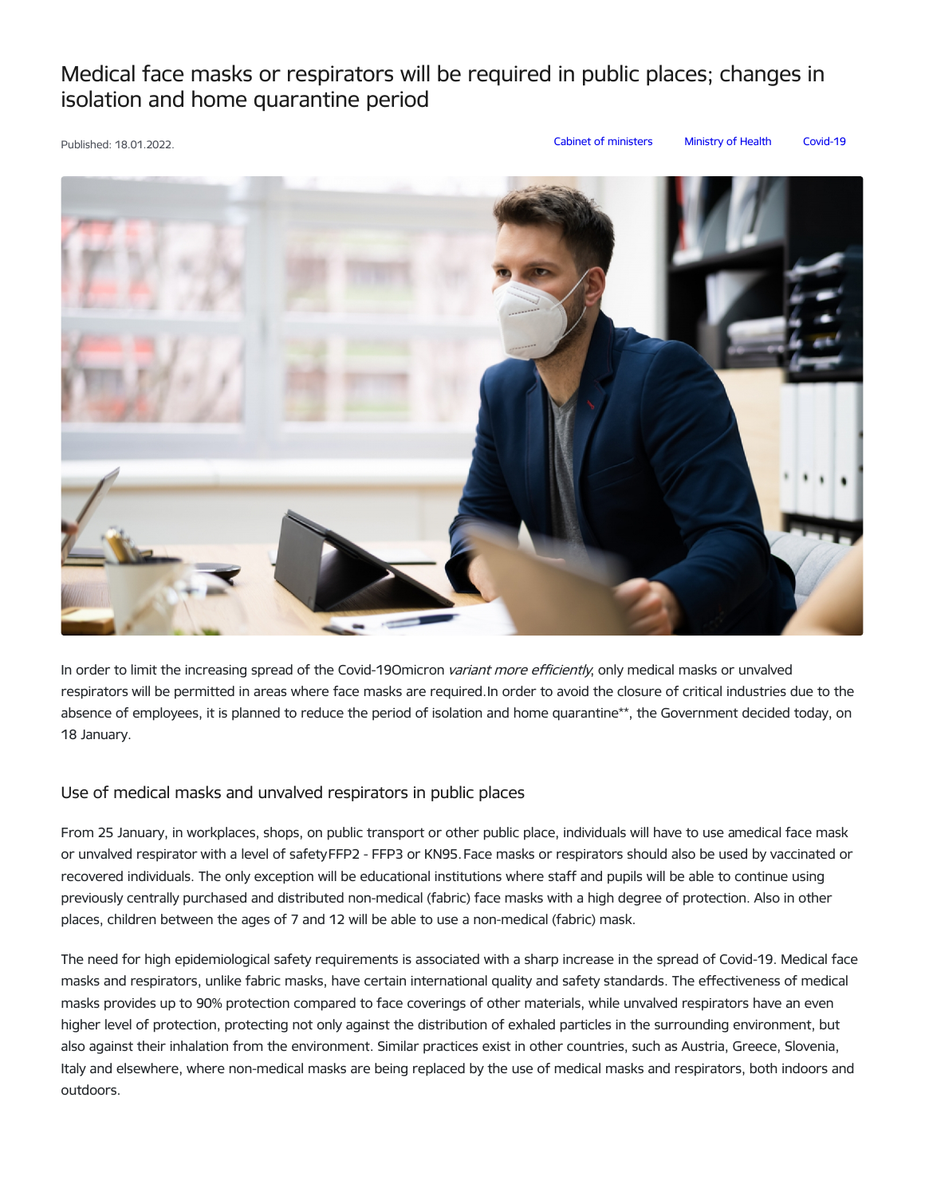# Medical face masks or respirators will be required in public places; changes in isolation and home quarantine period

Published: 18.01.2022.

Cabinet of ministers | Ministry of Health | Covid-19

In order to limit the increasing spread of the Covid-19Omicron *variant more efficiently*, only medical masks or unvalved respirators will be permitted in areas where face masks are required.In order to avoid the closure of critical industries due to the absence of employees, it is planned to reduce the period of isolation and home quarantine**, the Government decided today, on 18 January.

## Use of medical masks and unvalved respirators in public places

From 25 January, in workplaces, shops, on public transport or other public place, individuals will have to use amedical face mask or unvalved respirator with a level of safetyFFP2 - FFP3 or KN95. Face masks or respirators should also be used by vaccinated or recovered individuals. The only exception will be educational institutions where staff and pupils will be able to continue using previously centrally purchased and distributed non-medical (fabric) face masks with a high degree of protection. Also in other places, children between the ages of 7 and 12 will be able to use a non-medical (fabric) mask.

The need for high epidemiological safety requirements is associated with a sharp increase in the spread of Covid-19. Medical face masks and respirators, unlike fabric masks, have certain international quality and safety standards. The effectiveness of medical masks provides up to 90% protection compared to face coverings of other materials, while unvalved respirators have an even higher level of protection, protecting not only against the distribution of exhaled particles in the surrounding environment, but also against their inhalation from the environment. Similar practices exist in other countries, such as Austria, Greece, Slovenia, Italy and elsewhere, where non-medical masks are being replaced by the use of medical masks and respirators, both indoors and outdoors.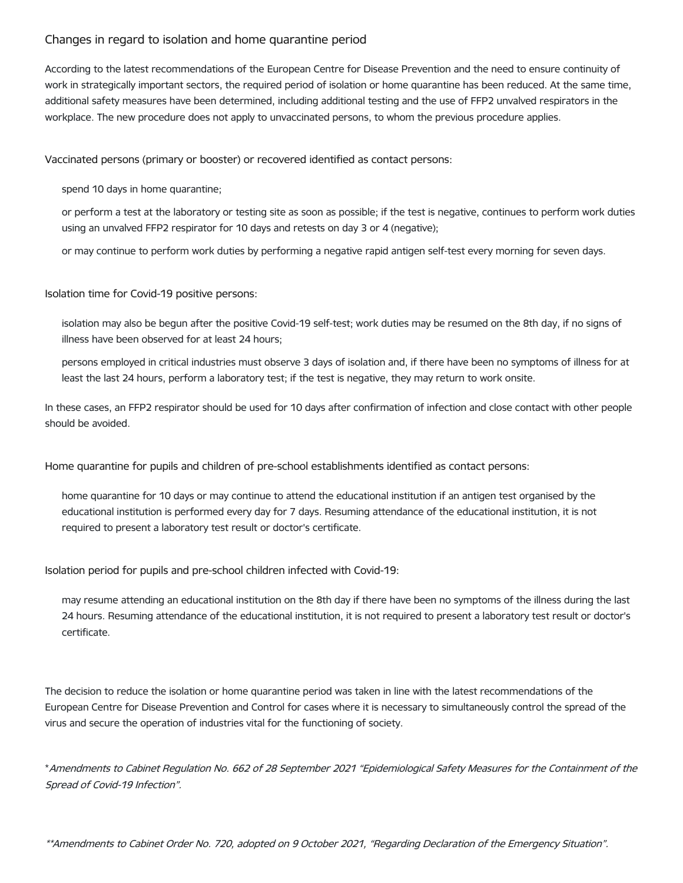## Changes in regard to isolation and home quarantine period

According to the latest recommendations of the European Centre for Disease Prevention and the need to ensure continuity of work in strategically important sectors, the required period of isolation or home quarantine has been reduced. At the same time, additional safety measures have been determined, including additional testing and the use of FFP2 unvalved respirators in the workplace. The new procedure does not apply to unvaccinated persons, to whom the previous procedure applies.

Vaccinated persons (primary or booster) or recovered identified as contact persons:

- spend 10 days in home quarantine;
- or perform a test at the laboratory or testing site as soon as possible; if the test is negative, continues to perform work duties using an unvalved FFP2 respirator for 10 days and retests on day 3 or 4 (negative);
- or may continue to perform work duties by performing a negative rapid antigen self-test every morning for seven days.

Isolation time for Covid-19 positive persons:

- isolation may also be begun after the positive Covid-19 self-test; work duties may be resumed on the 8th day, if no signs of illness have been observed for at least 24 hours;
- persons employed in critical industries must observe 3 days of isolation and, if there have been no symptoms of illness for at least the last 24 hours, perform a laboratory test; if the test is negative, they may return to work onsite.

In these cases, an FFP2 respirator should be used for 10 days after confirmation of infection and close contact with other people should be avoided.

Home quarantine for pupils and children of pre-school establishments identified as contact persons:

- home quarantine for 10 days or may continue to attend the educational institution if an antigen test organised by the educational institution is performed every day for 7 days. Resuming attendance of the educational institution, it is not required to present a laboratory test result or doctor's certificate.

Isolation period for pupils and pre-school children infected with Covid-19:

- may resume attending an educational institution on the 8th day if there have been no symptoms of the illness during the last 24 hours. Resuming attendance of the educational institution, it is not required to present a laboratory test result or doctor's certificate.

The decision to reduce the isolation or home quarantine period was taken in line with the latest recommendations of the European Centre for Disease Prevention and Control for cases where it is necessary to simultaneously control the spread of the virus and secure the operation of industries vital for the functioning of society.

*\*Amendments to Cabinet Regulation No. 662 of 28 September 2021 "Epidemiological Safety Measures for the Containment of the Spread of Covid-19 Infection".*

*\*\*Amendments to Cabinet Order No. 720, adopted on 9 October 2021, "Regarding Declaration of the Emergency Situation".*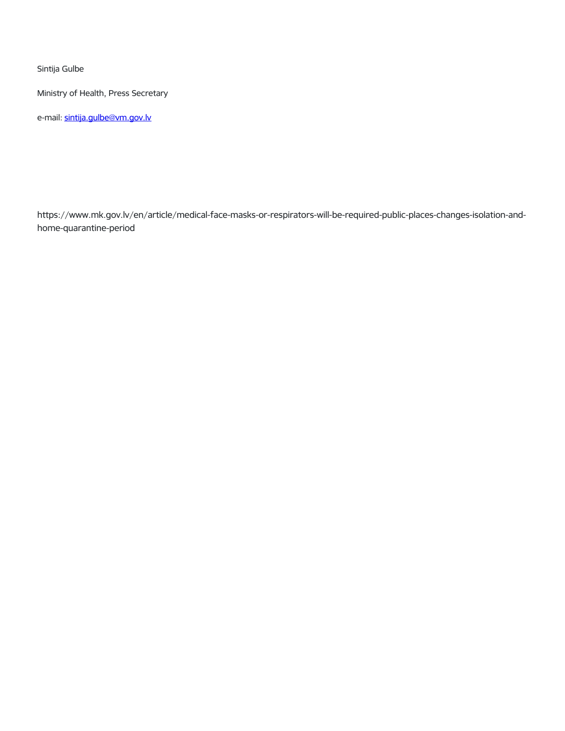Sintija Gulbe

Ministry of Health, Press Secretary

e-mail: [sintija.gulbe@vm.gov.lv](mailto:sintija.gulbe@vm.gov.lv)

https://www.mk.gov.lv/en/article/medical-face-masks-or-respirators-will-be-required-public-places-changes-isolation-and-home-quarantine-period